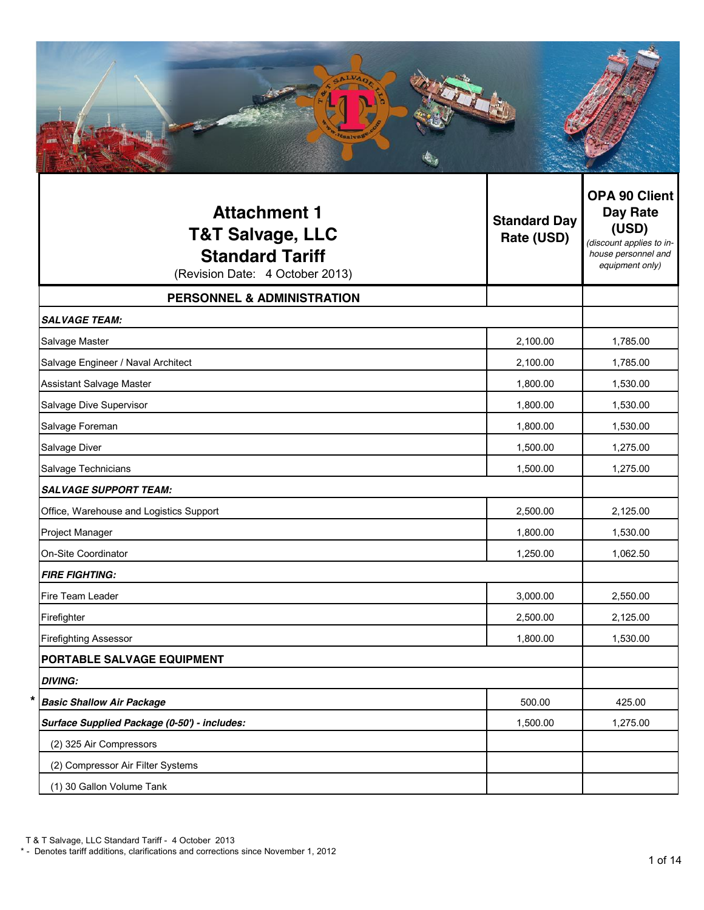| Attachment 1<br>T&T Salvage, LLC<br>Standard Tariff<br>(Revision Date: 4 October 2013) | Standard Day Rate (USD) | OPA 90 Client Day Rate (USD)<br>*(discount applies to in-house personnel and equipment only)* |
|---|---|---|
| **PERSONNEL & ADMINISTRATION** | | |
| ***SALVAGE TEAM:*** | | |
| Salvage Master | 2,100.00 | 1,785.00 |
| Salvage Engineer / Naval Architect | 2,100.00 | 1,785.00 |
| Assistant Salvage Master | 1,800.00 | 1,530.00 |
| Salvage Dive Supervisor | 1,800.00 | 1,530.00 |
| Salvage Foreman | 1,800.00 | 1,530.00 |
| Salvage Diver | 1,500.00 | 1,275.00 |
| Salvage Technicians | 1,500.00 | 1,275.00 |
| ***SALVAGE SUPPORT TEAM:*** | | |
| Office, Warehouse and Logistics Support | 2,500.00 | 2,125.00 |
| Project Manager | 1,800.00 | 1,530.00 |
| On-Site Coordinator | 1,250.00 | 1,062.50 |
| ***FIRE FIGHTING:*** | | |
| Fire Team Leader | 3,000.00 | 2,550.00 |
| Firefighter | 2,500.00 | 2,125.00 |
| Firefighting Assessor | 1,800.00 | 1,530.00 |
| **PORTABLE SALVAGE EQUIPMENT** | | |
| ***DIVING:*** | | |
| * ***Basic Shallow Air Package*** | 500.00 | 425.00 |
| ***Surface Supplied Package (0-50') - includes:*** | 1,500.00 | 1,275.00 |
| (2) 325 Air Compressors | | |
| (2) Compressor Air Filter Systems | | |
| (1) 30 Gallon Volume Tank | | |

T & T Salvage, LLC Standard Tariff - 4 October 2013

\* - Denotes tariff additions, clarifications and corrections since November 1, 2012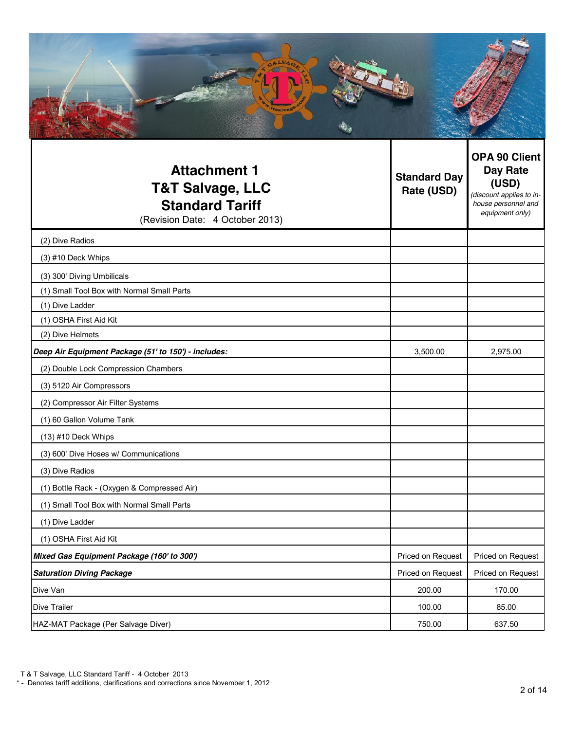| **Attachment 1**<br>**T&T Salvage, LLC**<br>**Standard Tariff**<br>(Revision Date: 4 October 2013) | **Standard Day Rate (USD)** | **OPA 90 Client Day Rate (USD)**<br>*(discount applies to in-house personnel and equipment only)* |
|---|---|---|
| (2) Dive Radios | | |
| (3) #10 Deck Whips | | |
| (3) 300' Diving Umbilicals | | |
| (1) Small Tool Box with Normal Small Parts | | |
| (1) Dive Ladder | | |
| (1) OSHA First Aid Kit | | |
| (2) Dive Helmets | | |
| ***Deep Air Equipment Package (51' to 150') - includes:*** | 3,500.00 | 2,975.00 |
| (2) Double Lock Compression Chambers | | |
| (3) 5120 Air Compressors | | |
| (2) Compressor Air Filter Systems | | |
| (1) 60 Gallon Volume Tank | | |
| (13) #10 Deck Whips | | |
| (3) 600' Dive Hoses w/ Communications | | |
| (3) Dive Radios | | |
| (1) Bottle Rack - (Oxygen & Compressed Air) | | |
| (1) Small Tool Box with Normal Small Parts | | |
| (1) Dive Ladder | | |
| (1) OSHA First Aid Kit | | |
| ***Mixed Gas Equipment Package (160' to 300')*** | Priced on Request | Priced on Request |
| ***Saturation Diving Package*** | Priced on Request | Priced on Request |
| Dive Van | 200.00 | 170.00 |
| Dive Trailer | 100.00 | 85.00 |
| HAZ-MAT Package (Per Salvage Diver) | 750.00 | 637.50 |

T & T Salvage, LLC Standard Tariff - 4 October 2013

\* - Denotes tariff additions, clarifications and corrections since November 1, 2012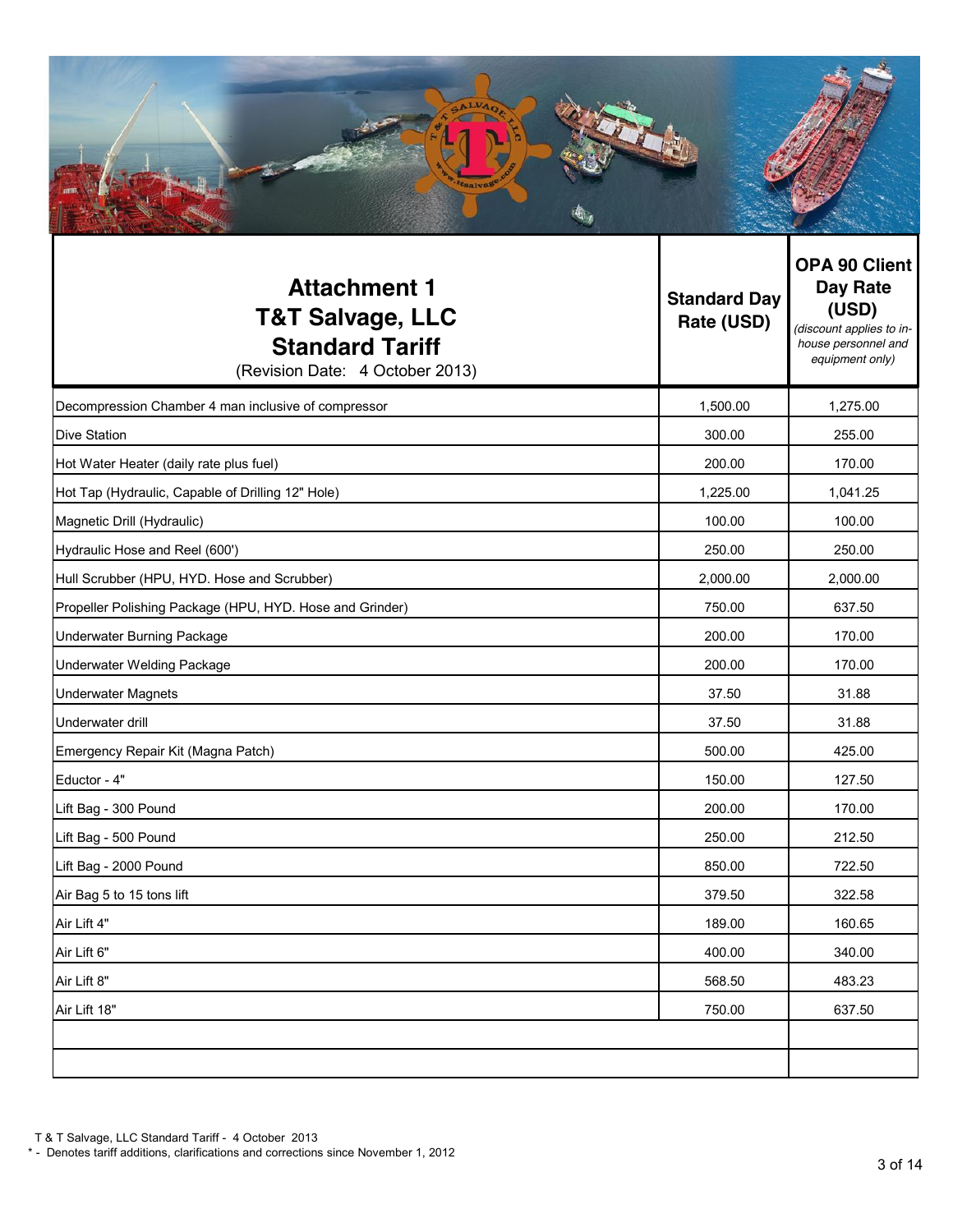| **Attachment 1**<br>**T&T Salvage, LLC**<br>**Standard Tariff**<br>(Revision Date: 4 October 2013) | **Standard Day Rate (USD)** | **OPA 90 Client Day Rate (USD)**<br>*(discount applies to in-house personnel and equipment only)* |
|---|---|---|
| Decompression Chamber 4 man inclusive of compressor | 1,500.00 | 1,275.00 |
| Dive Station | 300.00 | 255.00 |
| Hot Water Heater (daily rate plus fuel) | 200.00 | 170.00 |
| Hot Tap (Hydraulic, Capable of Drilling 12" Hole) | 1,225.00 | 1,041.25 |
| Magnetic Drill (Hydraulic) | 100.00 | 100.00 |
| Hydraulic Hose and Reel (600') | 250.00 | 250.00 |
| Hull Scrubber (HPU, HYD. Hose and Scrubber) | 2,000.00 | 2,000.00 |
| Propeller Polishing Package (HPU, HYD. Hose and Grinder) | 750.00 | 637.50 |
| Underwater Burning Package | 200.00 | 170.00 |
| Underwater Welding Package | 200.00 | 170.00 |
| Underwater Magnets | 37.50 | 31.88 |
| Underwater drill | 37.50 | 31.88 |
| Emergency Repair Kit (Magna Patch) | 500.00 | 425.00 |
| Eductor - 4" | 150.00 | 127.50 |
| Lift Bag - 300 Pound | 200.00 | 170.00 |
| Lift Bag - 500 Pound | 250.00 | 212.50 |
| Lift Bag - 2000 Pound | 850.00 | 722.50 |
| Air Bag 5 to 15 tons lift | 379.50 | 322.58 |
| Air Lift 4" | 189.00 | 160.65 |
| Air Lift 6" | 400.00 | 340.00 |
| Air Lift 8" | 568.50 | 483.23 |
| Air Lift 18" | 750.00 | 637.50 |
| | | |
| | | |

T & T Salvage, LLC Standard Tariff - 4 October 2013

\* - Denotes tariff additions, clarifications and corrections since November 1, 2012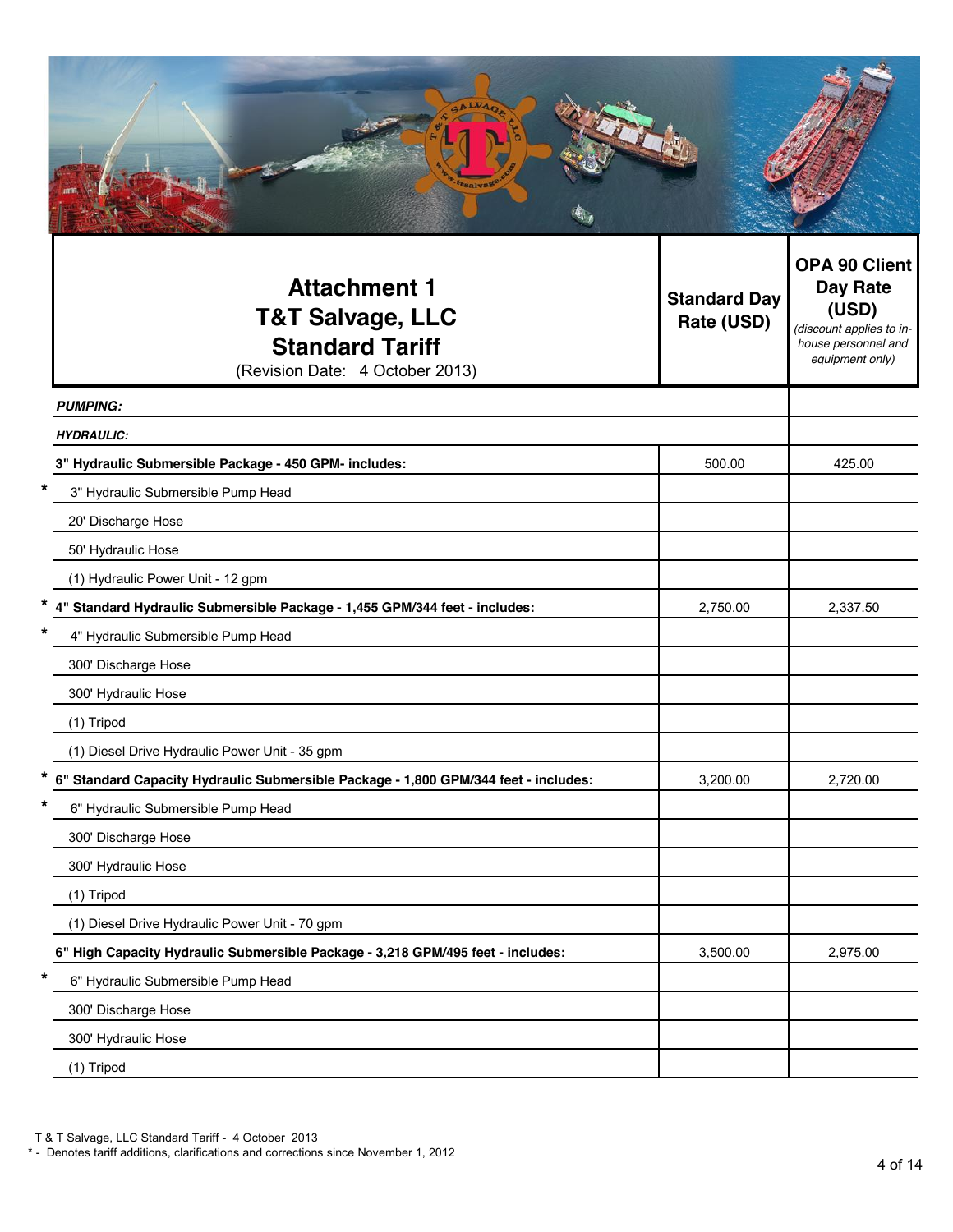| | Attachment 1<br>T&T Salvage, LLC<br>Standard Tariff<br>(Revision Date: 4 October 2013) | Standard Day Rate (USD) | OPA 90 Client Day Rate (USD)<br>*(discount applies to in-house personnel and equipment only)* |
|---|---|---|---|
| | ***PUMPING:*** | | |
| | ***HYDRAULIC:*** | | |
| | **3" Hydraulic Submersible Package - 450 GPM- includes:** | 500.00 | 425.00 |
| * | 3" Hydraulic Submersible Pump Head | | |
| | 20' Discharge Hose | | |
| | 50' Hydraulic Hose | | |
| | (1) Hydraulic Power Unit - 12 gpm | | |
| * | **4" Standard Hydraulic Submersible Package - 1,455 GPM/344 feet - includes:** | 2,750.00 | 2,337.50 |
| * | 4" Hydraulic Submersible Pump Head | | |
| | 300' Discharge Hose | | |
| | 300' Hydraulic Hose | | |
| | (1) Tripod | | |
| | (1) Diesel Drive Hydraulic Power Unit - 35 gpm | | |
| * | **6" Standard Capacity Hydraulic Submersible Package - 1,800 GPM/344 feet - includes:** | 3,200.00 | 2,720.00 |
| * | 6" Hydraulic Submersible Pump Head | | |
| | 300' Discharge Hose | | |
| | 300' Hydraulic Hose | | |
| | (1) Tripod | | |
| | (1) Diesel Drive Hydraulic Power Unit - 70 gpm | | |
| | **6" High Capacity Hydraulic Submersible Package - 3,218 GPM/495 feet - includes:** | 3,500.00 | 2,975.00 |
| * | 6" Hydraulic Submersible Pump Head | | |
| | 300' Discharge Hose | | |
| | 300' Hydraulic Hose | | |
| | (1) Tripod | | |

T & T Salvage, LLC Standard Tariff - 4 October 2013
* - Denotes tariff additions, clarifications and corrections since November 1, 2012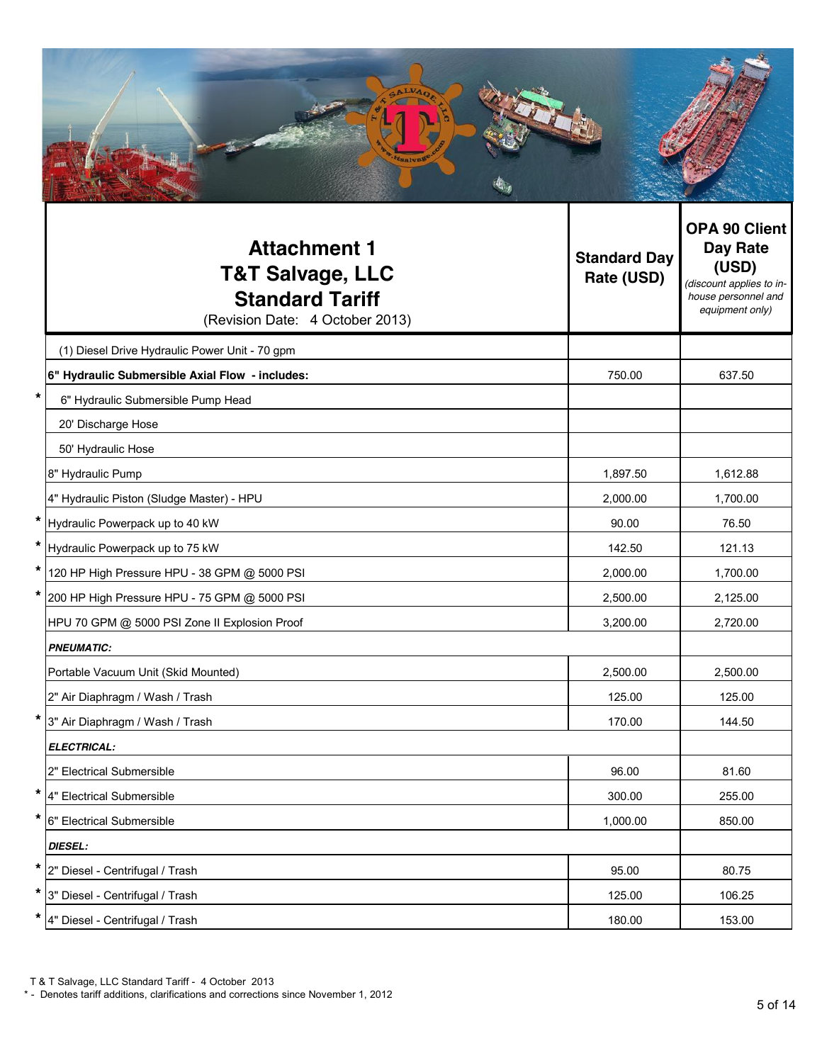# Attachment 1
# T&T Salvage, LLC
# Standard Tariff

(Revision Date: 4 October 2013)

| | Item | Standard Day Rate (USD) | OPA 90 Client Day Rate (USD) *(discount applies to in-house personnel and equipment only)* |
|---|---|---|---|
| | (1) Diesel Drive Hydraulic Power Unit - 70 gpm | | |
| | **6" Hydraulic Submersible Axial Flow - includes:** | 750.00 | 637.50 |
| * | 6" Hydraulic Submersible Pump Head | | |
| | 20' Discharge Hose | | |
| | 50' Hydraulic Hose | | |
| | 8" Hydraulic Pump | 1,897.50 | 1,612.88 |
| | 4" Hydraulic Piston (Sludge Master) - HPU | 2,000.00 | 1,700.00 |
| * | Hydraulic Powerpack up to 40 kW | 90.00 | 76.50 |
| * | Hydraulic Powerpack up to 75 kW | 142.50 | 121.13 |
| * | 120 HP High Pressure HPU - 38 GPM @ 5000 PSI | 2,000.00 | 1,700.00 |
| * | 200 HP High Pressure HPU - 75 GPM @ 5000 PSI | 2,500.00 | 2,125.00 |
| | HPU 70 GPM @ 5000 PSI Zone II Explosion Proof | 3,200.00 | 2,720.00 |
| | ***PNEUMATIC:*** | | |
| | Portable Vacuum Unit (Skid Mounted) | 2,500.00 | 2,500.00 |
| | 2" Air Diaphragm / Wash / Trash | 125.00 | 125.00 |
| * | 3" Air Diaphragm / Wash / Trash | 170.00 | 144.50 |
| | ***ELECTRICAL:*** | | |
| | 2" Electrical Submersible | 96.00 | 81.60 |
| * | 4" Electrical Submersible | 300.00 | 255.00 |
| * | 6" Electrical Submersible | 1,000.00 | 850.00 |
| | ***DIESEL:*** | | |
| * | 2" Diesel - Centrifugal / Trash | 95.00 | 80.75 |
| * | 3" Diesel - Centrifugal / Trash | 125.00 | 106.25 |
| * | 4" Diesel - Centrifugal / Trash | 180.00 | 153.00 |

T & T Salvage, LLC Standard Tariff - 4 October 2013

\* - Denotes tariff additions, clarifications and corrections since November 1, 2012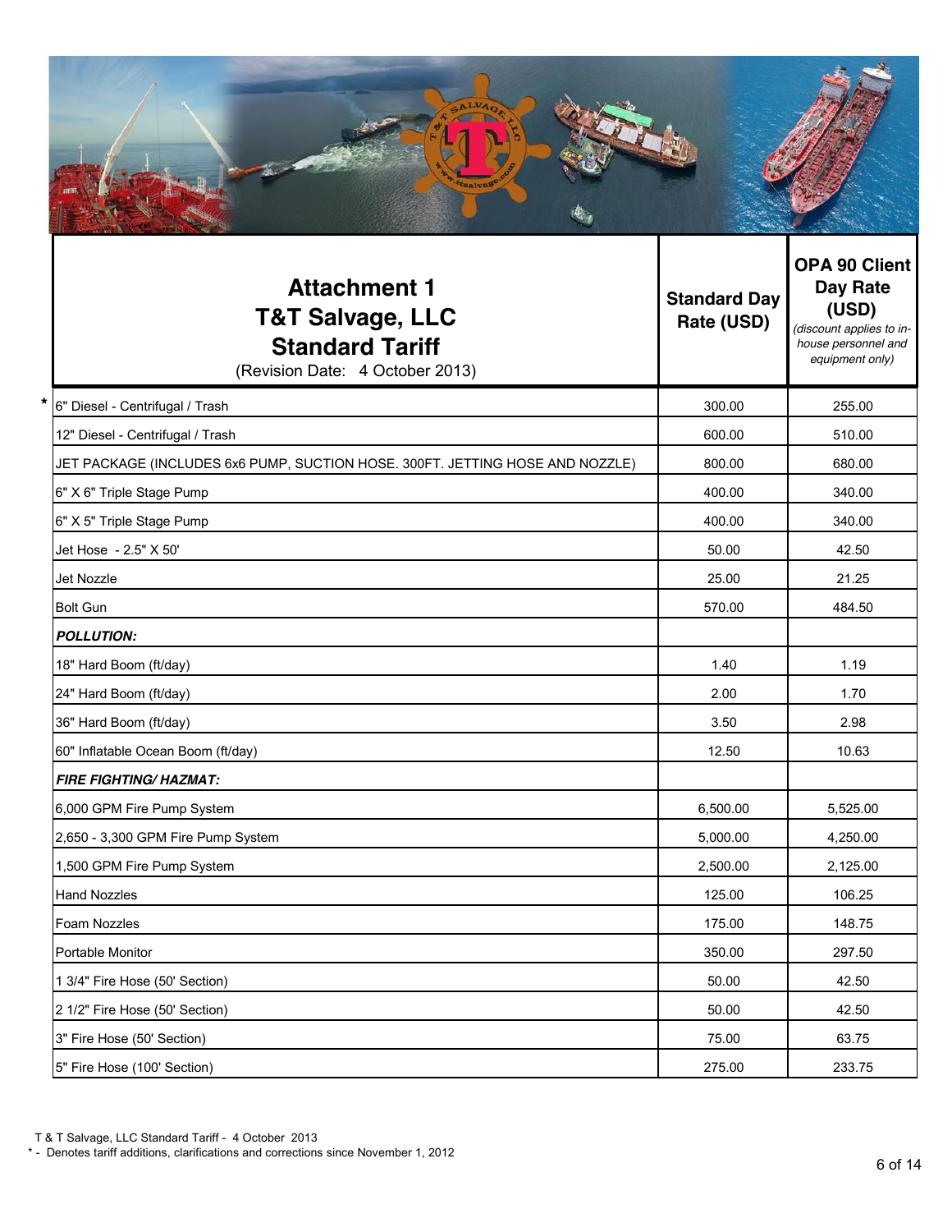| Attachment 1<br>T&T Salvage, LLC<br>Standard Tariff<br>(Revision Date: 4 October 2013) | Standard Day Rate (USD) | OPA 90 Client Day Rate (USD)<br>*(discount applies to in-house personnel and equipment only)* |
|---|---|---|
| * 6" Diesel - Centrifugal / Trash | 300.00 | 255.00 |
| 12" Diesel - Centrifugal / Trash | 600.00 | 510.00 |
| JET PACKAGE (INCLUDES 6x6 PUMP, SUCTION HOSE. 300FT. JETTING HOSE AND NOZZLE) | 800.00 | 680.00 |
| 6" X 6" Triple Stage Pump | 400.00 | 340.00 |
| 6" X 5" Triple Stage Pump | 400.00 | 340.00 |
| Jet Hose - 2.5" X 50' | 50.00 | 42.50 |
| Jet Nozzle | 25.00 | 21.25 |
| Bolt Gun | 570.00 | 484.50 |
| ***POLLUTION:*** | | |
| 18" Hard Boom (ft/day) | 1.40 | 1.19 |
| 24" Hard Boom (ft/day) | 2.00 | 1.70 |
| 36" Hard Boom (ft/day) | 3.50 | 2.98 |
| 60" Inflatable Ocean Boom (ft/day) | 12.50 | 10.63 |
| ***FIRE FIGHTING/ HAZMAT:*** | | |
| 6,000 GPM Fire Pump System | 6,500.00 | 5,525.00 |
| 2,650 - 3,300 GPM Fire Pump System | 5,000.00 | 4,250.00 |
| 1,500 GPM Fire Pump System | 2,500.00 | 2,125.00 |
| Hand Nozzles | 125.00 | 106.25 |
| Foam Nozzles | 175.00 | 148.75 |
| Portable Monitor | 350.00 | 297.50 |
| 1 3/4" Fire Hose (50' Section) | 50.00 | 42.50 |
| 2 1/2" Fire Hose (50' Section) | 50.00 | 42.50 |
| 3" Fire Hose (50' Section) | 75.00 | 63.75 |
| 5" Fire Hose (100' Section) | 275.00 | 233.75 |

\* - Denotes tariff additions, clarifications and corrections since November 1, 2012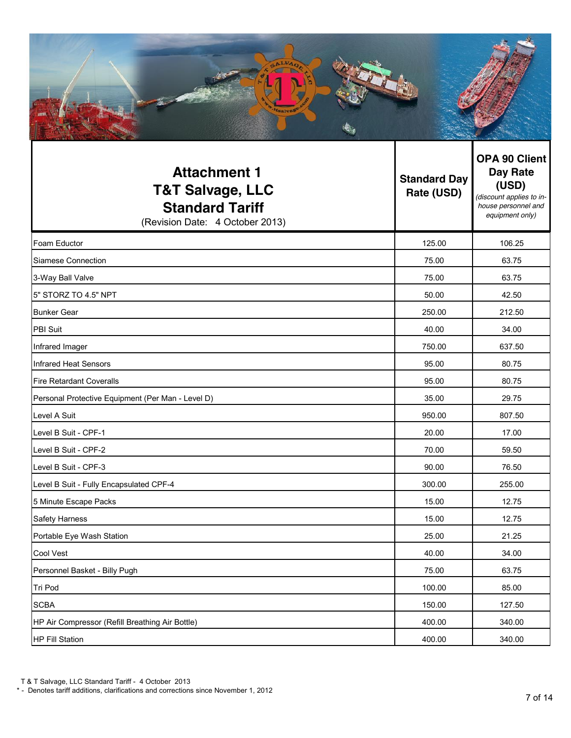| **Attachment 1**<br>**T&T Salvage, LLC**<br>**Standard Tariff**<br>(Revision Date: 4 October 2013) | **Standard Day Rate (USD)** | **OPA 90 Client Day Rate (USD)**<br>*(discount applies to in-house personnel and equipment only)* |
|---|---|---|
| Foam Eductor | 125.00 | 106.25 |
| Siamese Connection | 75.00 | 63.75 |
| 3-Way Ball Valve | 75.00 | 63.75 |
| 5" STORZ TO 4.5" NPT | 50.00 | 42.50 |
| Bunker Gear | 250.00 | 212.50 |
| PBI Suit | 40.00 | 34.00 |
| Infrared Imager | 750.00 | 637.50 |
| Infrared Heat Sensors | 95.00 | 80.75 |
| Fire Retardant Coveralls | 95.00 | 80.75 |
| Personal Protective Equipment (Per Man - Level D) | 35.00 | 29.75 |
| Level A Suit | 950.00 | 807.50 |
| Level B Suit - CPF-1 | 20.00 | 17.00 |
| Level B Suit - CPF-2 | 70.00 | 59.50 |
| Level B Suit - CPF-3 | 90.00 | 76.50 |
| Level B Suit - Fully Encapsulated CPF-4 | 300.00 | 255.00 |
| 5 Minute Escape Packs | 15.00 | 12.75 |
| Safety Harness | 15.00 | 12.75 |
| Portable Eye Wash Station | 25.00 | 21.25 |
| Cool Vest | 40.00 | 34.00 |
| Personnel Basket - Billy Pugh | 75.00 | 63.75 |
| Tri Pod | 100.00 | 85.00 |
| SCBA | 150.00 | 127.50 |
| HP Air Compressor (Refill Breathing Air Bottle) | 400.00 | 340.00 |
| HP Fill Station | 400.00 | 340.00 |

T & T Salvage, LLC Standard Tariff - 4 October 2013

* - Denotes tariff additions, clarifications and corrections since November 1, 2012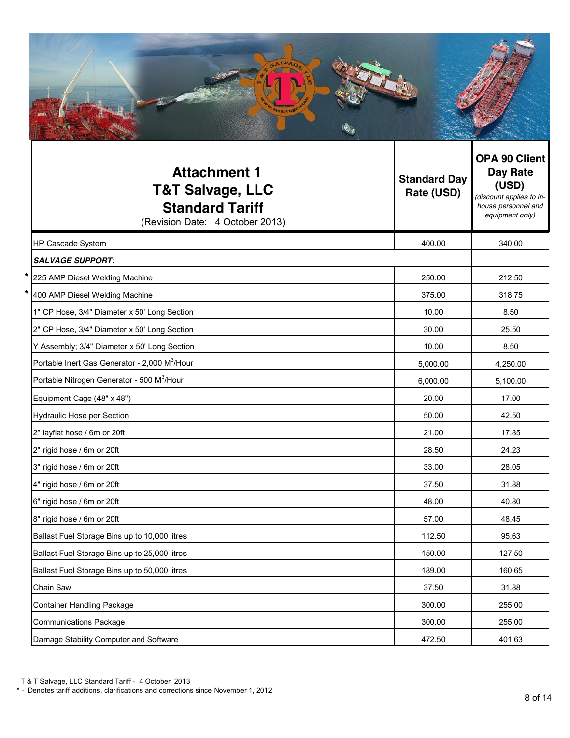| Attachment 1<br>T&T Salvage, LLC<br>Standard Tariff<br>(Revision Date: 4 October 2013) | Standard Day Rate (USD) | OPA 90 Client Day Rate (USD)<br>*(discount applies to in-house personnel and equipment only)* |
|---|---|---|
| HP Cascade System | 400.00 | 340.00 |
| ***SALVAGE SUPPORT:*** | | |
| * 225 AMP Diesel Welding Machine | 250.00 | 212.50 |
| * 400 AMP Diesel Welding Machine | 375.00 | 318.75 |
| 1" CP Hose, 3/4" Diameter x 50' Long Section | 10.00 | 8.50 |
| 2" CP Hose, 3/4" Diameter x 50' Long Section | 30.00 | 25.50 |
| Y Assembly; 3/4" Diameter x 50' Long Section | 10.00 | 8.50 |
| Portable Inert Gas Generator - 2,000 $M^3$/Hour | 5,000.00 | 4,250.00 |
| Portable Nitrogen Generator - 500 $M^3$/Hour | 6,000.00 | 5,100.00 |
| Equipment Cage (48" x 48") | 20.00 | 17.00 |
| Hydraulic Hose per Section | 50.00 | 42.50 |
| 2" layflat hose / 6m or 20ft | 21.00 | 17.85 |
| 2" rigid hose / 6m or 20ft | 28.50 | 24.23 |
| 3" rigid hose / 6m or 20ft | 33.00 | 28.05 |
| 4" rigid hose / 6m or 20ft | 37.50 | 31.88 |
| 6" rigid hose / 6m or 20ft | 48.00 | 40.80 |
| 8" rigid hose / 6m or 20ft | 57.00 | 48.45 |
| Ballast Fuel Storage Bins up to 10,000 litres | 112.50 | 95.63 |
| Ballast Fuel Storage Bins up to 25,000 litres | 150.00 | 127.50 |
| Ballast Fuel Storage Bins up to 50,000 litres | 189.00 | 160.65 |
| Chain Saw | 37.50 | 31.88 |
| Container Handling Package | 300.00 | 255.00 |
| Communications Package | 300.00 | 255.00 |
| Damage Stability Computer and Software | 472.50 | 401.63 |

T & T Salvage, LLC Standard Tariff - 4 October 2013

* - Denotes tariff additions, clarifications and corrections since November 1, 2012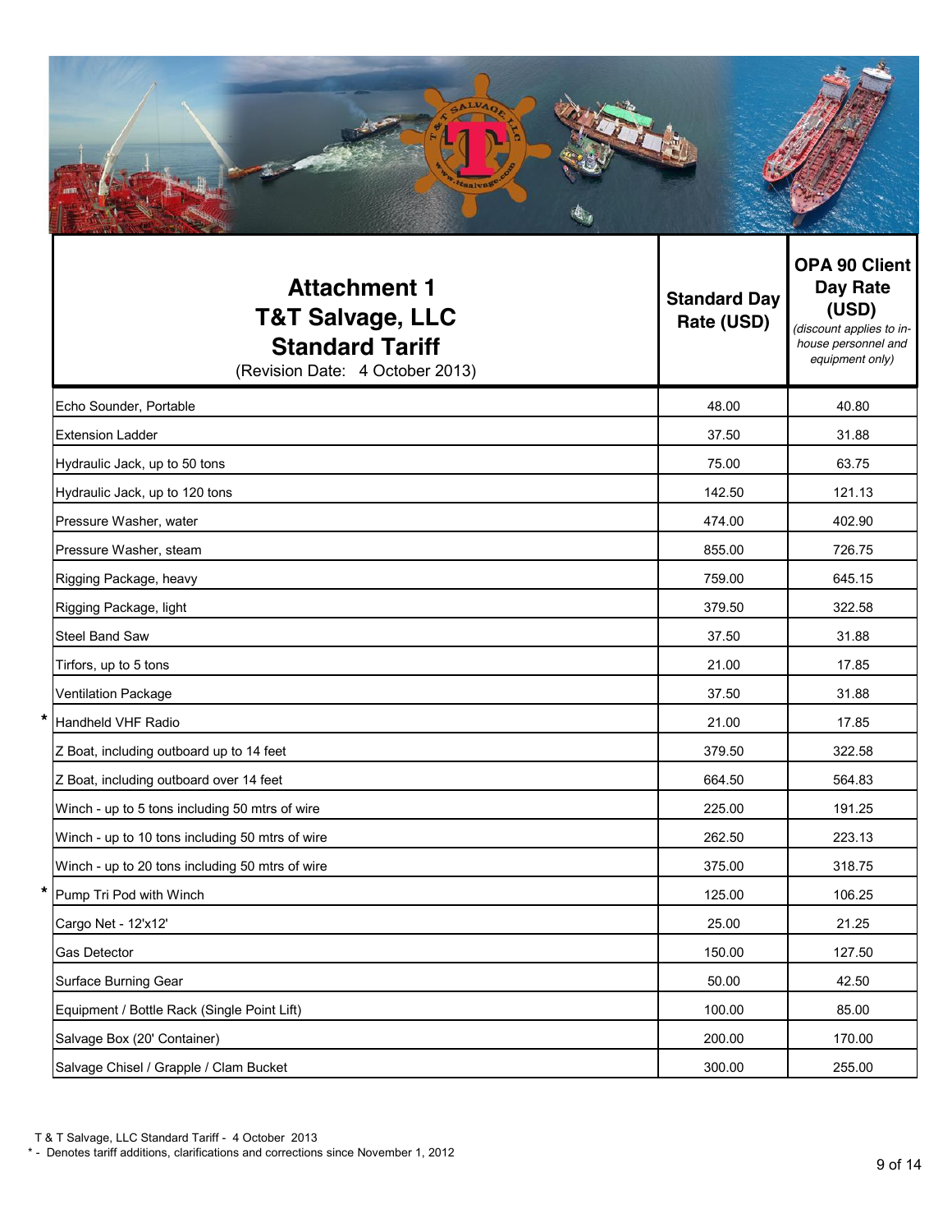| Attachment 1<br>T&T Salvage, LLC<br>Standard Tariff<br>(Revision Date: 4 October 2013) | Standard Day Rate (USD) | OPA 90 Client Day Rate (USD) *(discount applies to in-house personnel and equipment only)* |
|---|---|---|
| Echo Sounder, Portable | 48.00 | 40.80 |
| Extension Ladder | 37.50 | 31.88 |
| Hydraulic Jack, up to 50 tons | 75.00 | 63.75 |
| Hydraulic Jack, up to 120 tons | 142.50 | 121.13 |
| Pressure Washer, water | 474.00 | 402.90 |
| Pressure Washer, steam | 855.00 | 726.75 |
| Rigging Package, heavy | 759.00 | 645.15 |
| Rigging Package, light | 379.50 | 322.58 |
| Steel Band Saw | 37.50 | 31.88 |
| Tirfors, up to 5 tons | 21.00 | 17.85 |
| Ventilation Package | 37.50 | 31.88 |
| * Handheld VHF Radio | 21.00 | 17.85 |
| Z Boat, including outboard up to 14 feet | 379.50 | 322.58 |
| Z Boat, including outboard over 14 feet | 664.50 | 564.83 |
| Winch - up to 5 tons including 50 mtrs of wire | 225.00 | 191.25 |
| Winch - up to 10 tons including 50 mtrs of wire | 262.50 | 223.13 |
| Winch - up to 20 tons including 50 mtrs of wire | 375.00 | 318.75 |
| * Pump Tri Pod with Winch | 125.00 | 106.25 |
| Cargo Net - 12'x12' | 25.00 | 21.25 |
| Gas Detector | 150.00 | 127.50 |
| Surface Burning Gear | 50.00 | 42.50 |
| Equipment / Bottle Rack (Single Point Lift) | 100.00 | 85.00 |
| Salvage Box (20' Container) | 200.00 | 170.00 |
| Salvage Chisel / Grapple / Clam Bucket | 300.00 | 255.00 |

T & T Salvage, LLC Standard Tariff - 4 October 2013

* - Denotes tariff additions, clarifications and corrections since November 1, 2012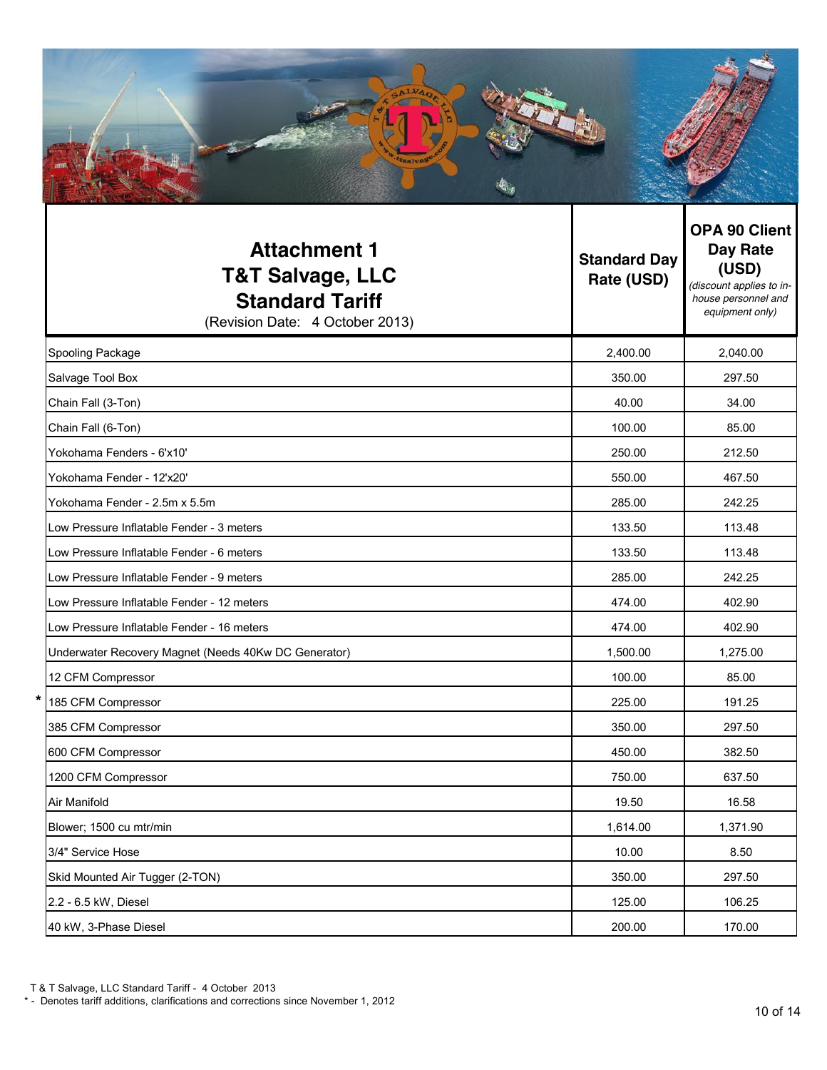| Attachment 1<br>T&T Salvage, LLC<br>Standard Tariff<br>(Revision Date: 4 October 2013) | Standard Day Rate (USD) | OPA 90 Client Day Rate (USD) *(discount applies to in-house personnel and equipment only)* |
|---|---|---|
| Spooling Package | 2,400.00 | 2,040.00 |
| Salvage Tool Box | 350.00 | 297.50 |
| Chain Fall (3-Ton) | 40.00 | 34.00 |
| Chain Fall (6-Ton) | 100.00 | 85.00 |
| Yokohama Fenders - 6'x10' | 250.00 | 212.50 |
| Yokohama Fender - 12'x20' | 550.00 | 467.50 |
| Yokohama Fender - 2.5m x 5.5m | 285.00 | 242.25 |
| Low Pressure Inflatable Fender - 3 meters | 133.50 | 113.48 |
| Low Pressure Inflatable Fender - 6 meters | 133.50 | 113.48 |
| Low Pressure Inflatable Fender - 9 meters | 285.00 | 242.25 |
| Low Pressure Inflatable Fender - 12 meters | 474.00 | 402.90 |
| Low Pressure Inflatable Fender - 16 meters | 474.00 | 402.90 |
| Underwater Recovery Magnet (Needs 40Kw DC Generator) | 1,500.00 | 1,275.00 |
| 12 CFM Compressor | 100.00 | 85.00 |
| * 185 CFM Compressor | 225.00 | 191.25 |
| 385 CFM Compressor | 350.00 | 297.50 |
| 600 CFM Compressor | 450.00 | 382.50 |
| 1200 CFM Compressor | 750.00 | 637.50 |
| Air Manifold | 19.50 | 16.58 |
| Blower; 1500 cu mtr/min | 1,614.00 | 1,371.90 |
| 3/4" Service Hose | 10.00 | 8.50 |
| Skid Mounted Air Tugger (2-TON) | 350.00 | 297.50 |
| 2.2 - 6.5 kW, Diesel | 125.00 | 106.25 |
| 40 kW, 3-Phase Diesel | 200.00 | 170.00 |

T & T Salvage, LLC Standard Tariff - 4 October 2013

\* - Denotes tariff additions, clarifications and corrections since November 1, 2012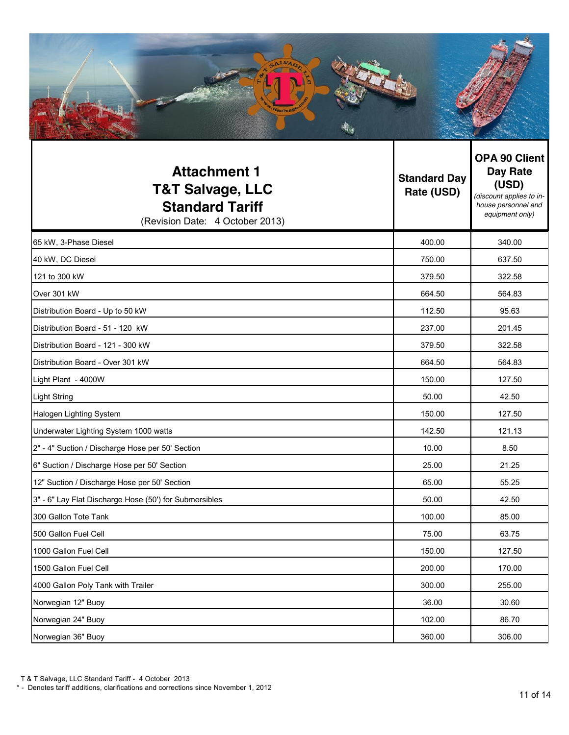| **Attachment 1**<br>**T&T Salvage, LLC**<br>**Standard Tariff**<br>(Revision Date: 4 October 2013) | **Standard Day Rate (USD)** | **OPA 90 Client Day Rate (USD)**<br>*(discount applies to in-house personnel and equipment only)* |
|---|---|---|
| 65 kW, 3-Phase Diesel | 400.00 | 340.00 |
| 40 kW, DC Diesel | 750.00 | 637.50 |
| 121 to 300 kW | 379.50 | 322.58 |
| Over 301 kW | 664.50 | 564.83 |
| Distribution Board - Up to 50 kW | 112.50 | 95.63 |
| Distribution Board - 51 - 120 kW | 237.00 | 201.45 |
| Distribution Board - 121 - 300 kW | 379.50 | 322.58 |
| Distribution Board - Over 301 kW | 664.50 | 564.83 |
| Light Plant - 4000W | 150.00 | 127.50 |
| Light String | 50.00 | 42.50 |
| Halogen Lighting System | 150.00 | 127.50 |
| Underwater Lighting System 1000 watts | 142.50 | 121.13 |
| 2" - 4" Suction / Discharge Hose per 50' Section | 10.00 | 8.50 |
| 6" Suction / Discharge Hose per 50' Section | 25.00 | 21.25 |
| 12" Suction / Discharge Hose per 50' Section | 65.00 | 55.25 |
| 3" - 6" Lay Flat Discharge Hose (50') for Submersibles | 50.00 | 42.50 |
| 300 Gallon Tote Tank | 100.00 | 85.00 |
| 500 Gallon Fuel Cell | 75.00 | 63.75 |
| 1000 Gallon Fuel Cell | 150.00 | 127.50 |
| 1500 Gallon Fuel Cell | 200.00 | 170.00 |
| 4000 Gallon Poly Tank with Trailer | 300.00 | 255.00 |
| Norwegian 12" Buoy | 36.00 | 30.60 |
| Norwegian 24" Buoy | 102.00 | 86.70 |
| Norwegian 36" Buoy | 360.00 | 306.00 |

T & T Salvage, LLC Standard Tariff - 4 October 2013

\* - Denotes tariff additions, clarifications and corrections since November 1, 2012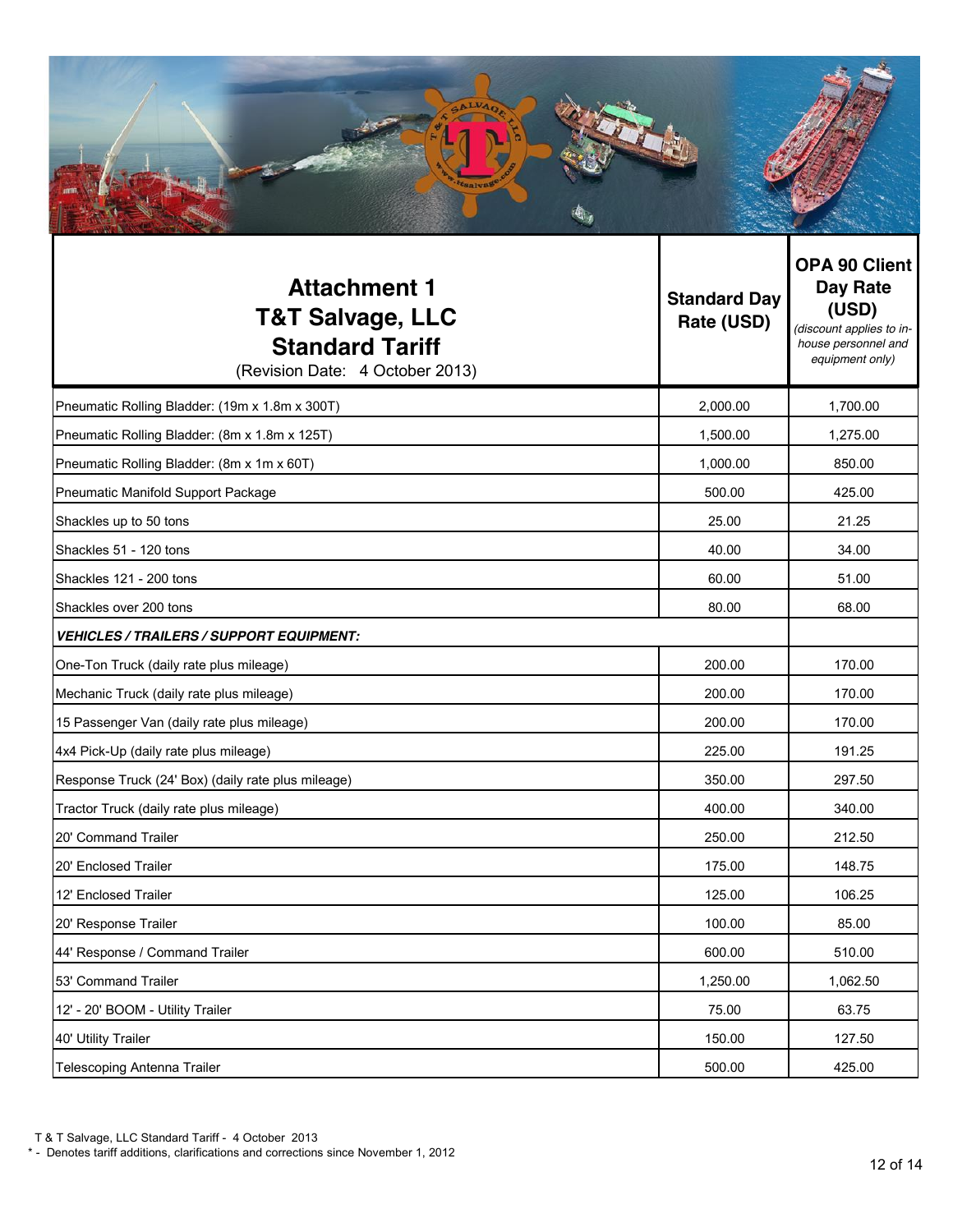| Attachment 1<br>**T&T Salvage, LLC**<br>**Standard Tariff**<br>(Revision Date: 4 October 2013) | **Standard Day Rate (USD)** | **OPA 90 Client Day Rate (USD)**<br>*(discount applies to in-house personnel and equipment only)* |
|---|---|---|
| Pneumatic Rolling Bladder: (19m x 1.8m x 300T) | 2,000.00 | 1,700.00 |
| Pneumatic Rolling Bladder: (8m x 1.8m x 125T) | 1,500.00 | 1,275.00 |
| Pneumatic Rolling Bladder: (8m x 1m x 60T) | 1,000.00 | 850.00 |
| Pneumatic Manifold Support Package | 500.00 | 425.00 |
| Shackles up to 50 tons | 25.00 | 21.25 |
| Shackles 51 - 120 tons | 40.00 | 34.00 |
| Shackles 121 - 200 tons | 60.00 | 51.00 |
| Shackles over 200 tons | 80.00 | 68.00 |
| ***VEHICLES / TRAILERS / SUPPORT EQUIPMENT:*** | | |
| One-Ton Truck (daily rate plus mileage) | 200.00 | 170.00 |
| Mechanic Truck (daily rate plus mileage) | 200.00 | 170.00 |
| 15 Passenger Van (daily rate plus mileage) | 200.00 | 170.00 |
| 4x4 Pick-Up (daily rate plus mileage) | 225.00 | 191.25 |
| Response Truck (24' Box) (daily rate plus mileage) | 350.00 | 297.50 |
| Tractor Truck (daily rate plus mileage) | 400.00 | 340.00 |
| 20' Command Trailer | 250.00 | 212.50 |
| 20' Enclosed Trailer | 175.00 | 148.75 |
| 12' Enclosed Trailer | 125.00 | 106.25 |
| 20' Response Trailer | 100.00 | 85.00 |
| 44' Response / Command Trailer | 600.00 | 510.00 |
| 53' Command Trailer | 1,250.00 | 1,062.50 |
| 12' - 20' BOOM - Utility Trailer | 75.00 | 63.75 |
| 40' Utility Trailer | 150.00 | 127.50 |
| Telescoping Antenna Trailer | 500.00 | 425.00 |

T & T Salvage, LLC Standard Tariff - 4 October 2013

\* - Denotes tariff additions, clarifications and corrections since November 1, 2012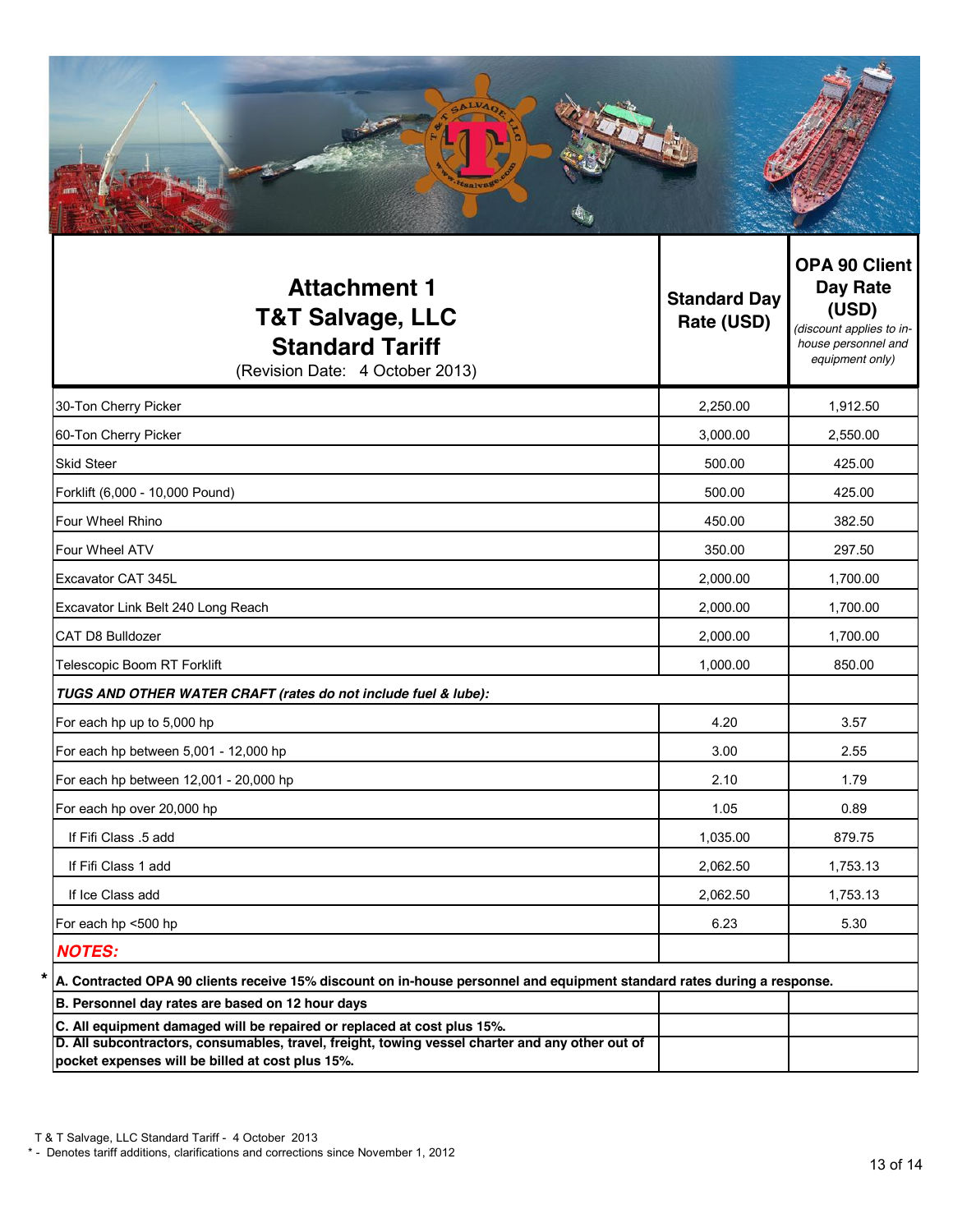| **Attachment 1**<br>**T&T Salvage, LLC**<br>**Standard Tariff**<br>(Revision Date: 4 October 2013) | **Standard Day Rate (USD)** | **OPA 90 Client Day Rate (USD)**<br>*(discount applies to in-house personnel and equipment only)* |
|---|---|---|
| 30-Ton Cherry Picker | 2,250.00 | 1,912.50 |
| 60-Ton Cherry Picker | 3,000.00 | 2,550.00 |
| Skid Steer | 500.00 | 425.00 |
| Forklift (6,000 - 10,000 Pound) | 500.00 | 425.00 |
| Four Wheel Rhino | 450.00 | 382.50 |
| Four Wheel ATV | 350.00 | 297.50 |
| Excavator CAT 345L | 2,000.00 | 1,700.00 |
| Excavator Link Belt 240 Long Reach | 2,000.00 | 1,700.00 |
| CAT D8 Bulldozer | 2,000.00 | 1,700.00 |
| Telescopic Boom RT Forklift | 1,000.00 | 850.00 |
| ***TUGS AND OTHER WATER CRAFT (rates do not include fuel & lube):*** | | |
| For each hp up to 5,000 hp | 4.20 | 3.57 |
| For each hp between 5,001 - 12,000 hp | 3.00 | 2.55 |
| For each hp between 12,001 - 20,000 hp | 2.10 | 1.79 |
| For each hp over 20,000 hp | 1.05 | 0.89 |
| If Fifi Class .5 add | 1,035.00 | 879.75 |
| If Fifi Class 1 add | 2,062.50 | 1,753.13 |
| If Ice Class add | 2,062.50 | 1,753.13 |
| For each hp <500 hp | 6.23 | 5.30 |

***NOTES:***

\* **A. Contracted OPA 90 clients receive 15% discount on in-house personnel and equipment standard rates during a response.**

**B. Personnel day rates are based on 12 hour days**

**C. All equipment damaged will be repaired or replaced at cost plus 15%.**

**D. All subcontractors, consumables, travel, freight, towing vessel charter and any other out of pocket expenses will be billed at cost plus 15%.**

T & T Salvage, LLC Standard Tariff - 4 October 2013

\* - Denotes tariff additions, clarifications and corrections since November 1, 2012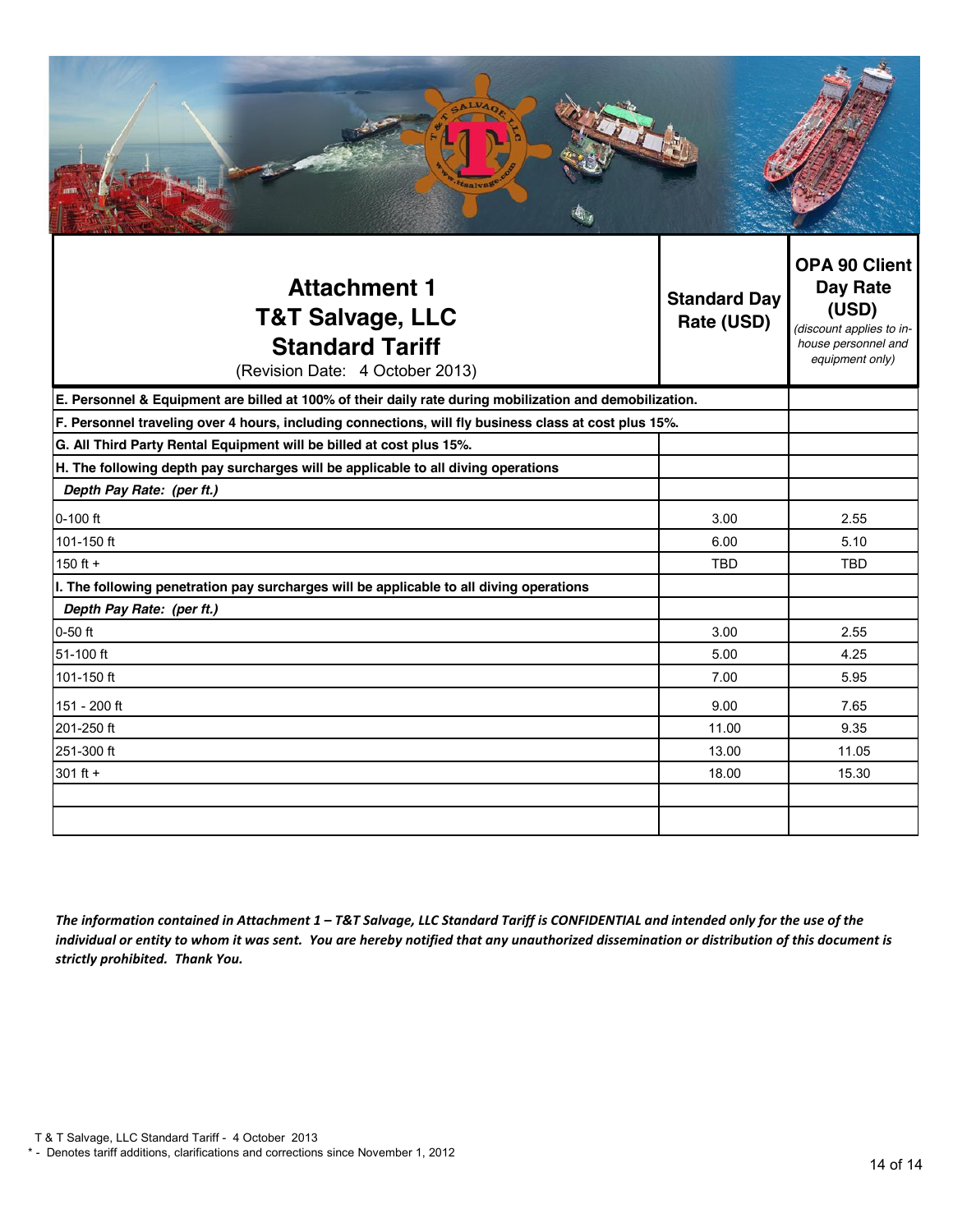# Attachment 1
# T&T Salvage, LLC
# Standard Tariff

(Revision Date: 4 October 2013)

| | Standard Day Rate (USD) | OPA 90 Client Day Rate (USD) *(discount applies to in-house personnel and equipment only)* |
|---|---|---|
| **E. Personnel & Equipment are billed at 100% of their daily rate during mobilization and demobilization.** | | |
| **F. Personnel traveling over 4 hours, including connections, will fly business class at cost plus 15%.** | | |
| **G. All Third Party Rental Equipment will be billed at cost plus 15%.** | | |
| **H. The following depth pay surcharges will be applicable to all diving operations** | | |
| ***Depth Pay Rate: (per ft.)*** | | |
| 0-100 ft | 3.00 | 2.55 |
| 101-150 ft | 6.00 | 5.10 |
| 150 ft + | TBD | TBD |
| **I. The following penetration pay surcharges will be applicable to all diving operations** | | |
| ***Depth Pay Rate: (per ft.)*** | | |
| 0-50 ft | 3.00 | 2.55 |
| 51-100 ft | 5.00 | 4.25 |
| 101-150 ft | 7.00 | 5.95 |
| 151 - 200 ft | 9.00 | 7.65 |
| 201-250 ft | 11.00 | 9.35 |
| 251-300 ft | 13.00 | 11.05 |
| 301 ft + | 18.00 | 15.30 |
| | | |
| | | |

***The information contained in Attachment 1 – T&T Salvage, LLC Standard Tariff is CONFIDENTIAL and intended only for the use of the individual or entity to whom it was sent. You are hereby notified that any unauthorized dissemination or distribution of this document is strictly prohibited. Thank You.***

T & T Salvage, LLC Standard Tariff - 4 October 2013

* - Denotes tariff additions, clarifications and corrections since November 1, 2012